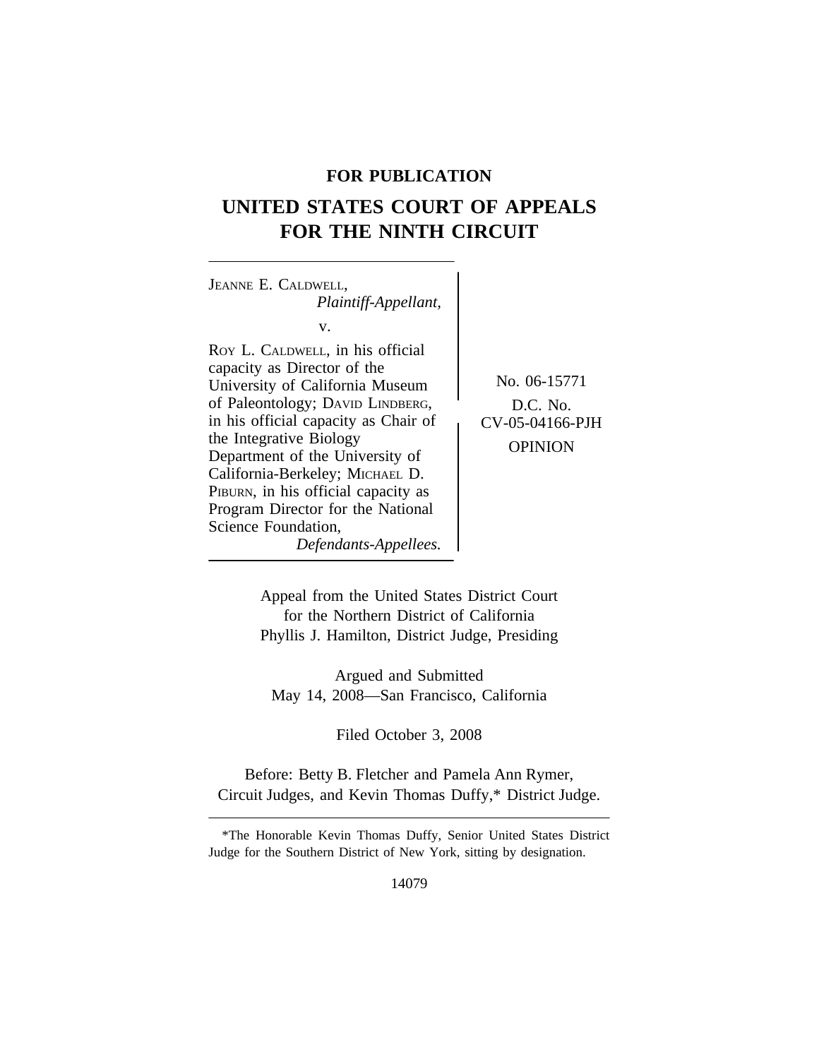**FOR PUBLICATION**

# UNITED STATES COURT OF APPEALS FOR THE NINTH CIRCUIT

JEANNE E. CALDWELL,
*Plaintiff-Appellant,*

v.

ROY L. CALDWELL, in his official capacity as Director of the University of California Museum of Paleontology; DAVID LINDBERG, in his official capacity as Chair of the Integrative Biology Department of the University of California-Berkeley; MICHAEL D. PIBURN, in his official capacity as Program Director for the National Science Foundation,
*Defendants-Appellees.*

No. 06-15771
D.C. No. CV-05-04166-PJH
OPINION

Appeal from the United States District Court for the Northern District of California
Phyllis J. Hamilton, District Judge, Presiding

Argued and Submitted
May 14, 2008—San Francisco, California

Filed October 3, 2008

Before: Betty B. Fletcher and Pamela Ann Rymer, Circuit Judges, and Kevin Thomas Duffy,* District Judge.

*The Honorable Kevin Thomas Duffy, Senior United States District Judge for the Southern District of New York, sitting by designation.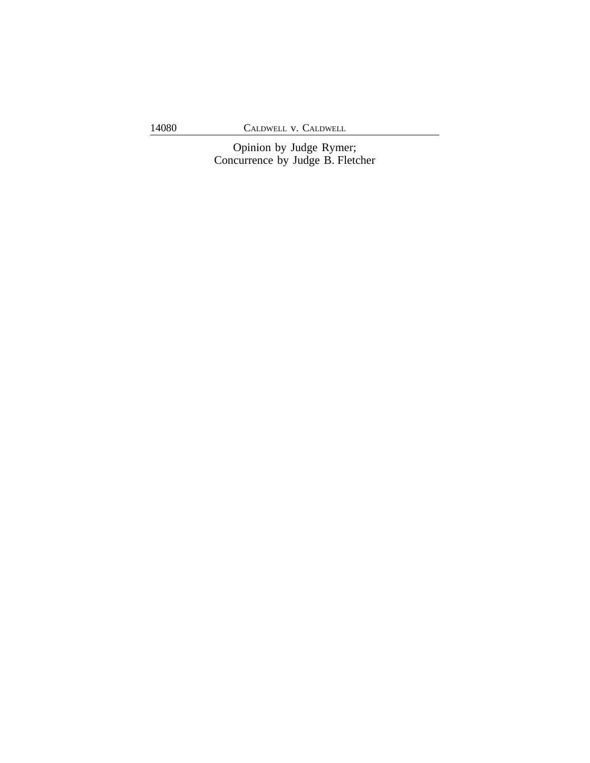Opinion by Judge Rymer;
Concurrence by Judge B. Fletcher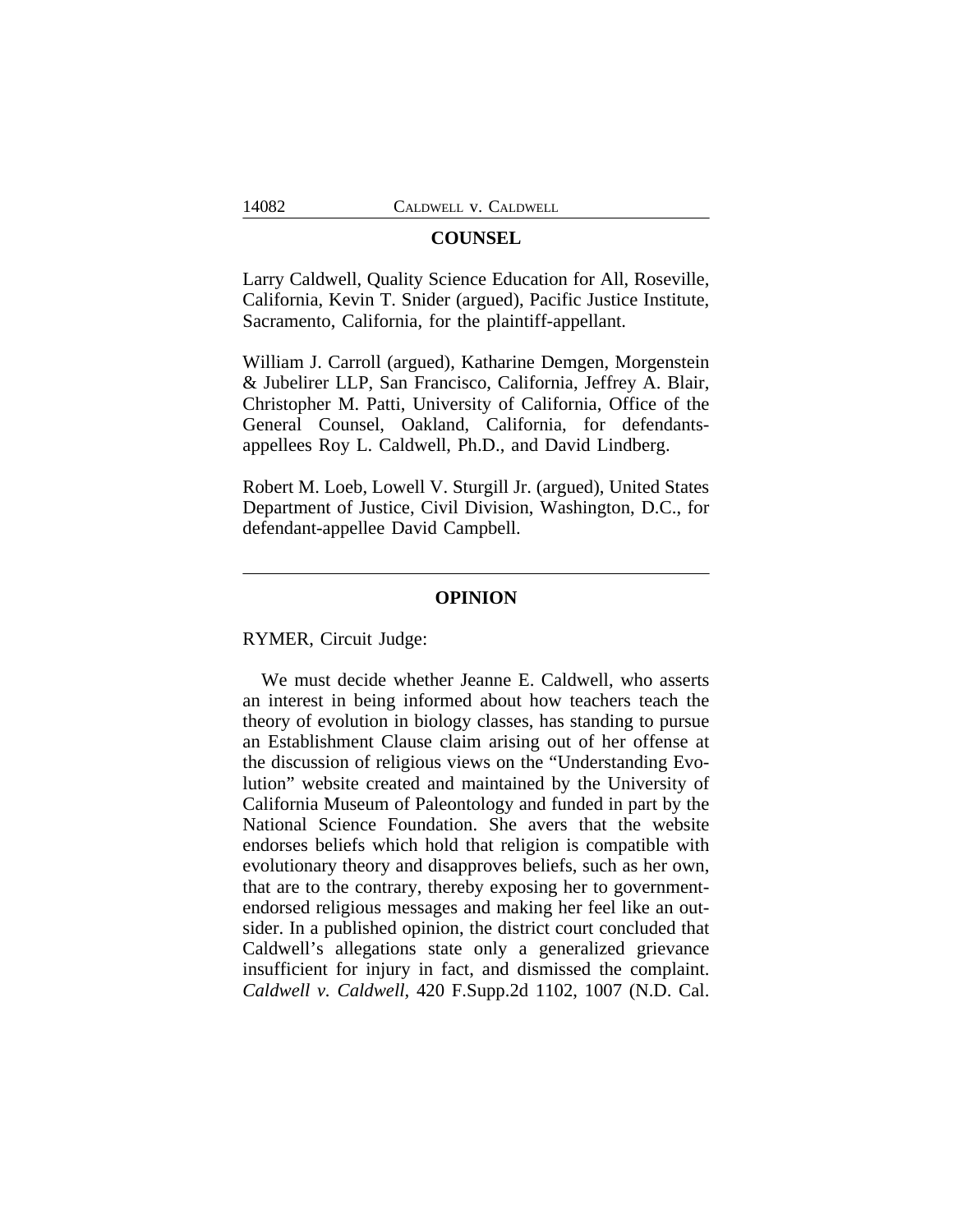## COUNSEL

Larry Caldwell, Quality Science Education for All, Roseville, California, Kevin T. Snider (argued), Pacific Justice Institute, Sacramento, California, for the plaintiff-appellant.

William J. Carroll (argued), Katharine Demgen, Morgenstein & Jubelirer LLP, San Francisco, California, Jeffrey A. Blair, Christopher M. Patti, University of California, Office of the General Counsel, Oakland, California, for defendants-appellees Roy L. Caldwell, Ph.D., and David Lindberg.

Robert M. Loeb, Lowell V. Sturgill Jr. (argued), United States Department of Justice, Civil Division, Washington, D.C., for defendant-appellee David Campbell.

---

## OPINION

RYMER, Circuit Judge:

We must decide whether Jeanne E. Caldwell, who asserts an interest in being informed about how teachers teach the theory of evolution in biology classes, has standing to pursue an Establishment Clause claim arising out of her offense at the discussion of religious views on the "Understanding Evolution" website created and maintained by the University of California Museum of Paleontology and funded in part by the National Science Foundation. She avers that the website endorses beliefs which hold that religion is compatible with evolutionary theory and disapproves beliefs, such as her own, that are to the contrary, thereby exposing her to government-endorsed religious messages and making her feel like an outsider. In a published opinion, the district court concluded that Caldwell's allegations state only a generalized grievance insufficient for injury in fact, and dismissed the complaint. *Caldwell v. Caldwell,* 420 F.Supp.2d 1102, 1007 (N.D. Cal.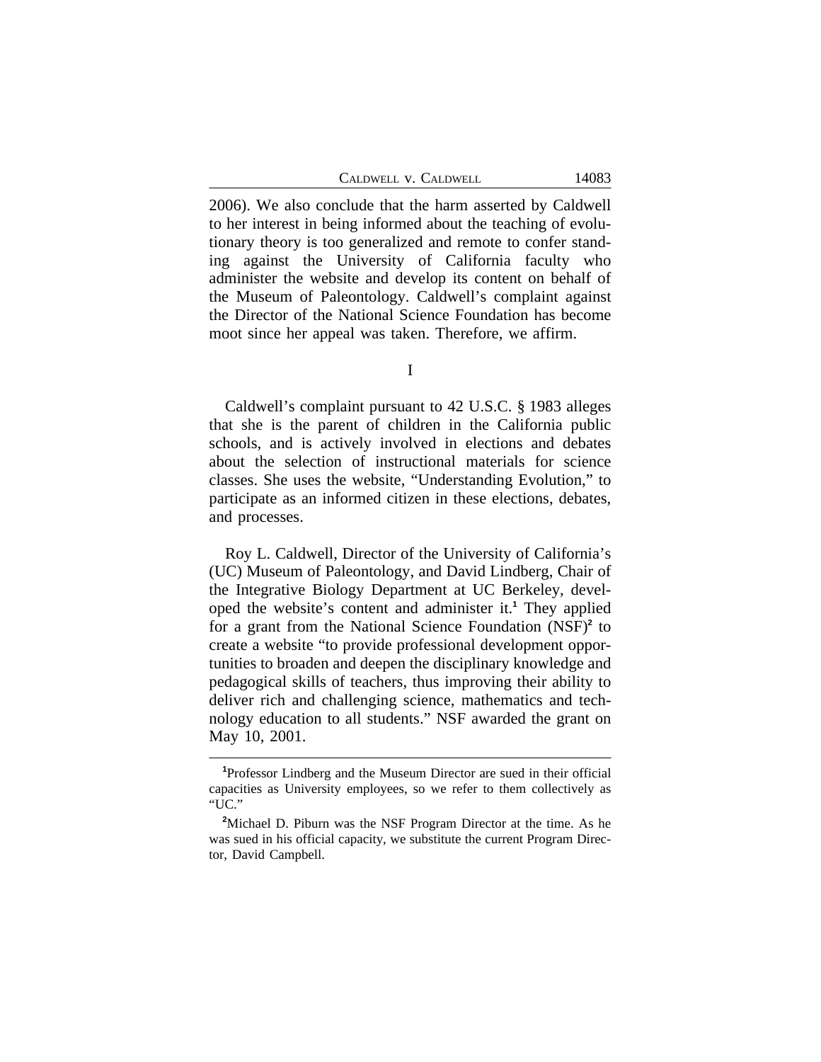2006). We also conclude that the harm asserted by Caldwell to her interest in being informed about the teaching of evolutionary theory is too generalized and remote to confer standing against the University of California faculty who administer the website and develop its content on behalf of the Museum of Paleontology. Caldwell's complaint against the Director of the National Science Foundation has become moot since her appeal was taken. Therefore, we affirm.

## I

Caldwell's complaint pursuant to 42 U.S.C. § 1983 alleges that she is the parent of children in the California public schools, and is actively involved in elections and debates about the selection of instructional materials for science classes. She uses the website, "Understanding Evolution," to participate as an informed citizen in these elections, debates, and processes.

Roy L. Caldwell, Director of the University of California's (UC) Museum of Paleontology, and David Lindberg, Chair of the Integrative Biology Department at UC Berkeley, developed the website's content and administer it.[1] They applied for a grant from the National Science Foundation (NSF)[2] to create a website "to provide professional development opportunities to broaden and deepen the disciplinary knowledge and pedagogical skills of teachers, thus improving their ability to deliver rich and challenging science, mathematics and technology education to all students." NSF awarded the grant on May 10, 2001.

[1] Professor Lindberg and the Museum Director are sued in their official capacities as University employees, so we refer to them collectively as "UC."

[2] Michael D. Piburn was the NSF Program Director at the time. As he was sued in his official capacity, we substitute the current Program Director, David Campbell.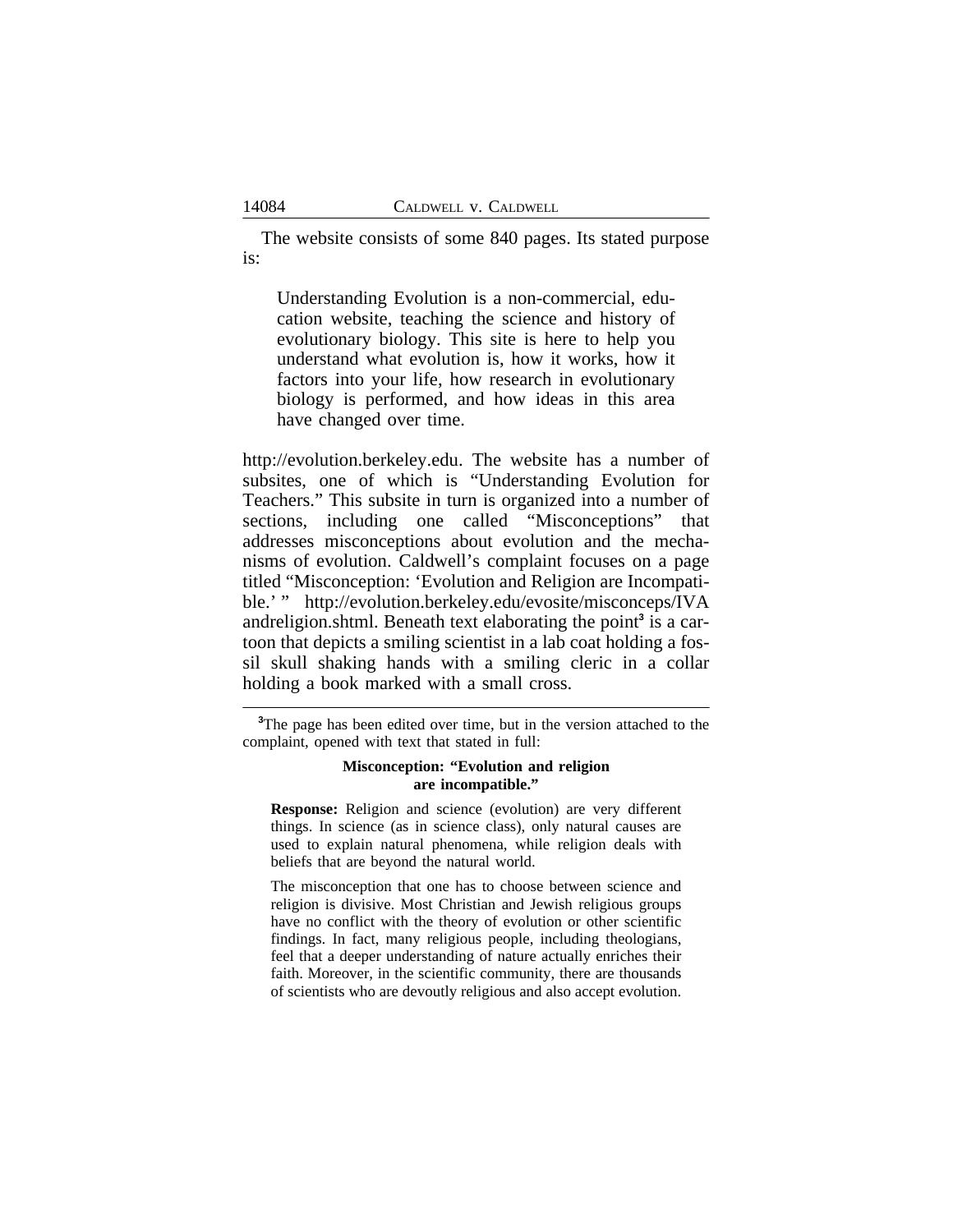The website consists of some 840 pages. Its stated purpose is:

> Understanding Evolution is a non-commercial, education website, teaching the science and history of evolutionary biology. This site is here to help you understand what evolution is, how it works, how it factors into your life, how research in evolutionary biology is performed, and how ideas in this area have changed over time.

http://evolution.berkeley.edu. The website has a number of subsites, one of which is "Understanding Evolution for Teachers." This subsite in turn is organized into a number of sections, including one called "Misconceptions" that addresses misconceptions about evolution and the mechanisms of evolution. Caldwell's complaint focuses on a page titled "Misconception: 'Evolution and Religion are Incompatible.' " http://evolution.berkeley.edu/evosite/misconceps/IVAandreligion.shtml. Beneath text elaborating the point[3] is a cartoon that depicts a smiling scientist in a lab coat holding a fossil skull shaking hands with a smiling cleric in a collar holding a book marked with a small cross.

---

[3]The page has been edited over time, but in the version attached to the complaint, opened with text that stated in full:

> **Misconception: "Evolution and religion are incompatible."**
>
> **Response:** Religion and science (evolution) are very different things. In science (as in science class), only natural causes are used to explain natural phenomena, while religion deals with beliefs that are beyond the natural world.
>
> The misconception that one has to choose between science and religion is divisive. Most Christian and Jewish religious groups have no conflict with the theory of evolution or other scientific findings. In fact, many religious people, including theologians, feel that a deeper understanding of nature actually enriches their faith. Moreover, in the scientific community, there are thousands of scientists who are devoutly religious and also accept evolution.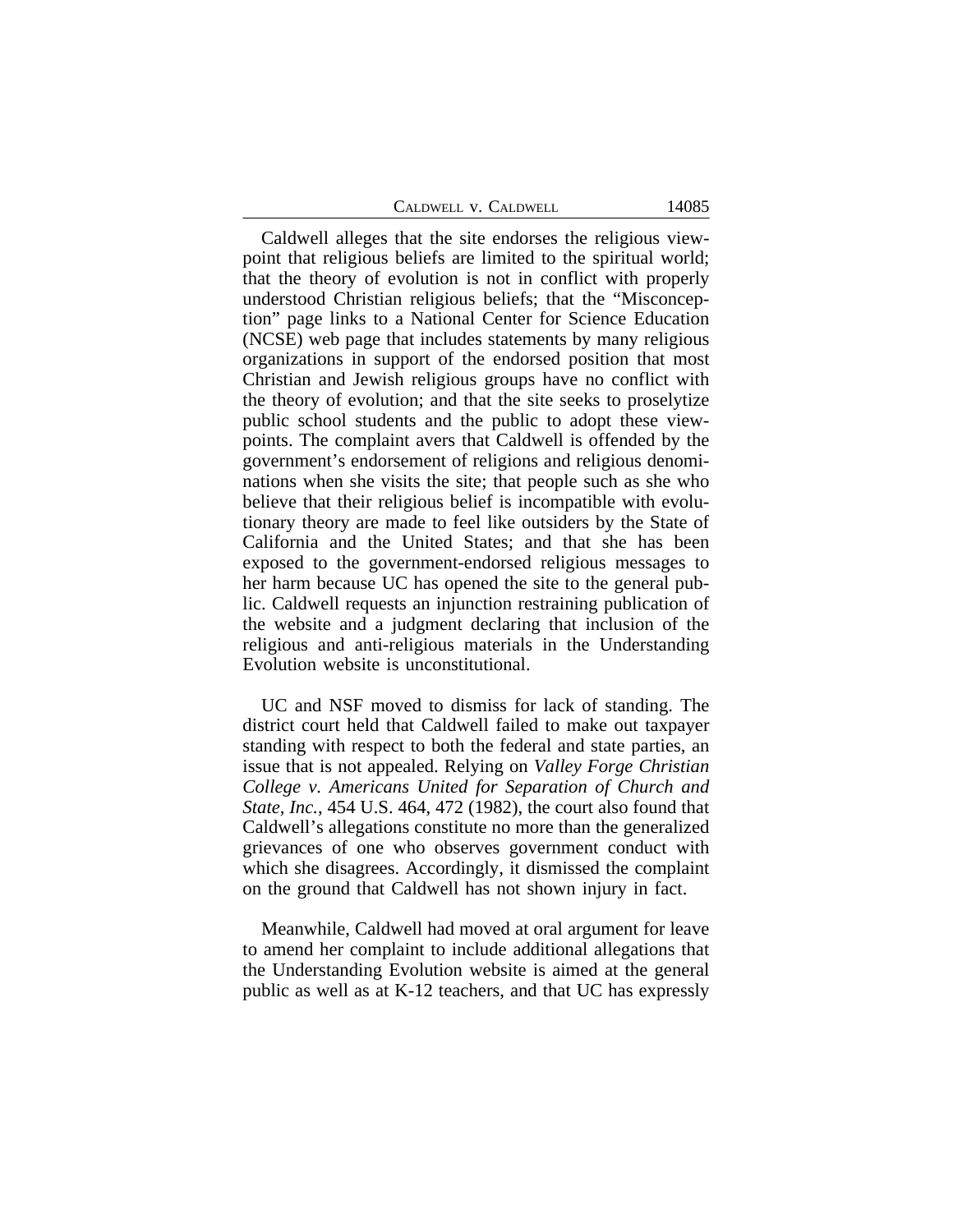Caldwell alleges that the site endorses the religious viewpoint that religious beliefs are limited to the spiritual world; that the theory of evolution is not in conflict with properly understood Christian religious beliefs; that the "Misconception" page links to a National Center for Science Education (NCSE) web page that includes statements by many religious organizations in support of the endorsed position that most Christian and Jewish religious groups have no conflict with the theory of evolution; and that the site seeks to proselytize public school students and the public to adopt these viewpoints. The complaint avers that Caldwell is offended by the government's endorsement of religions and religious denominations when she visits the site; that people such as she who believe that their religious belief is incompatible with evolutionary theory are made to feel like outsiders by the State of California and the United States; and that she has been exposed to the government-endorsed religious messages to her harm because UC has opened the site to the general public. Caldwell requests an injunction restraining publication of the website and a judgment declaring that inclusion of the religious and anti-religious materials in the Understanding Evolution website is unconstitutional.

UC and NSF moved to dismiss for lack of standing. The district court held that Caldwell failed to make out taxpayer standing with respect to both the federal and state parties, an issue that is not appealed. Relying on *Valley Forge Christian College v. Americans United for Separation of Church and State, Inc.*, 454 U.S. 464, 472 (1982), the court also found that Caldwell's allegations constitute no more than the generalized grievances of one who observes government conduct with which she disagrees. Accordingly, it dismissed the complaint on the ground that Caldwell has not shown injury in fact.

Meanwhile, Caldwell had moved at oral argument for leave to amend her complaint to include additional allegations that the Understanding Evolution website is aimed at the general public as well as at K-12 teachers, and that UC has expressly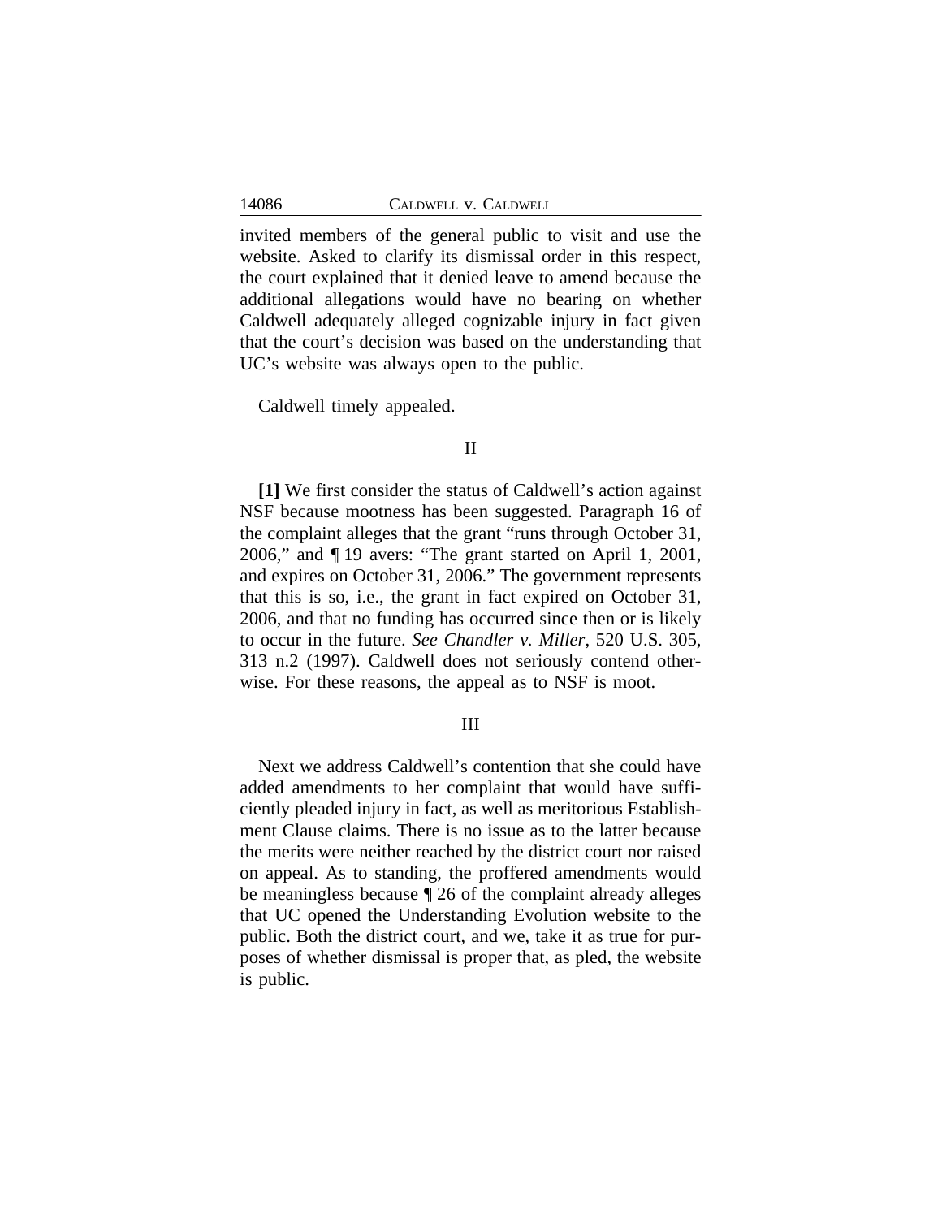invited members of the general public to visit and use the website. Asked to clarify its dismissal order in this respect, the court explained that it denied leave to amend because the additional allegations would have no bearing on whether Caldwell adequately alleged cognizable injury in fact given that the court's decision was based on the understanding that UC's website was always open to the public.

Caldwell timely appealed.

II

**[1]** We first consider the status of Caldwell's action against NSF because mootness has been suggested. Paragraph 16 of the complaint alleges that the grant "runs through October 31, 2006," and ¶ 19 avers: "The grant started on April 1, 2001, and expires on October 31, 2006." The government represents that this is so, i.e., the grant in fact expired on October 31, 2006, and that no funding has occurred since then or is likely to occur in the future. *See Chandler v. Miller*, 520 U.S. 305, 313 n.2 (1997). Caldwell does not seriously contend otherwise. For these reasons, the appeal as to NSF is moot.

III

Next we address Caldwell's contention that she could have added amendments to her complaint that would have sufficiently pleaded injury in fact, as well as meritorious Establishment Clause claims. There is no issue as to the latter because the merits were neither reached by the district court nor raised on appeal. As to standing, the proffered amendments would be meaningless because ¶ 26 of the complaint already alleges that UC opened the Understanding Evolution website to the public. Both the district court, and we, take it as true for purposes of whether dismissal is proper that, as pled, the website is public.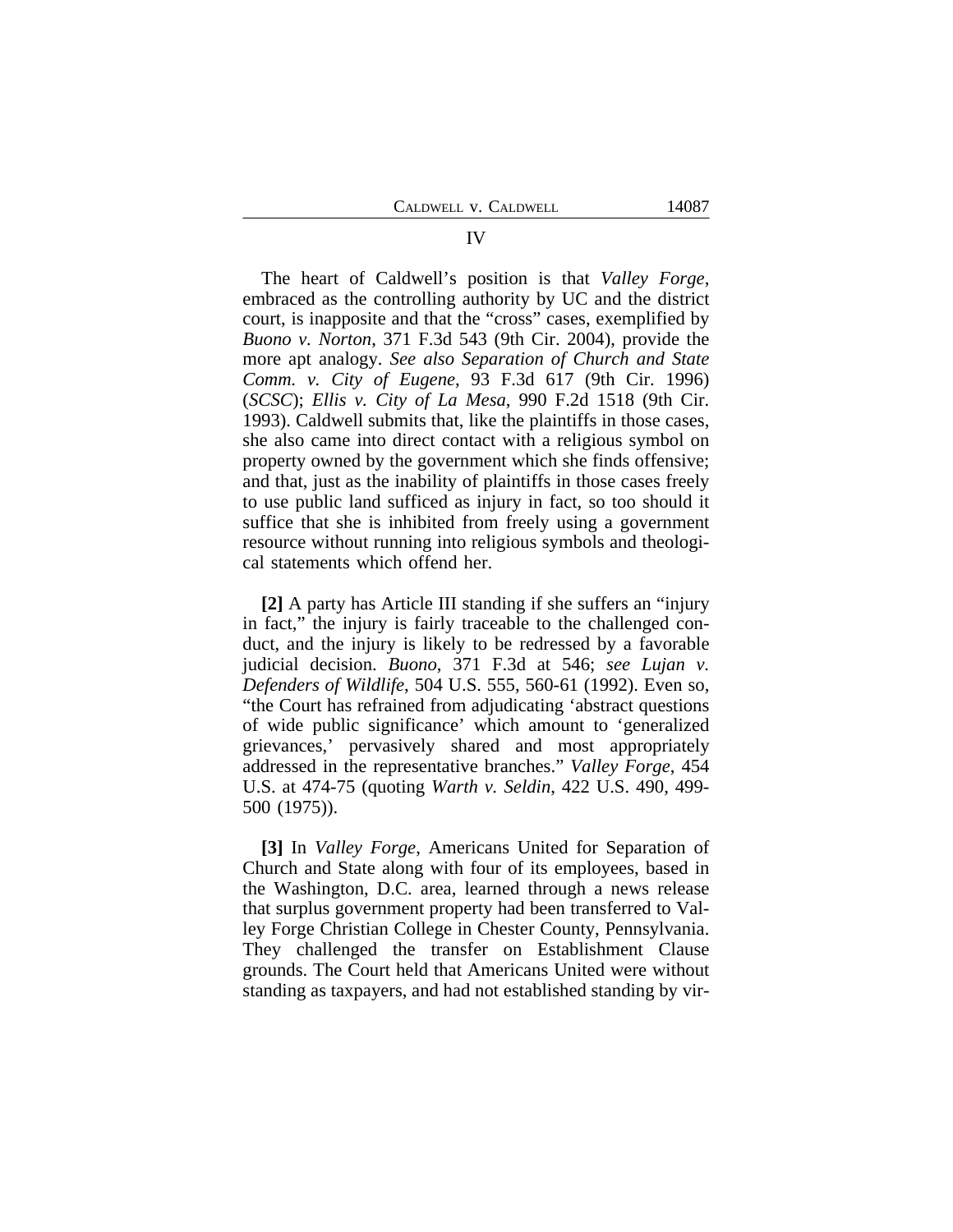## IV

The heart of Caldwell's position is that *Valley Forge*, embraced as the controlling authority by UC and the district court, is inapposite and that the "cross" cases, exemplified by *Buono v. Norton*, 371 F.3d 543 (9th Cir. 2004), provide the more apt analogy. *See also Separation of Church and State Comm. v. City of Eugene*, 93 F.3d 617 (9th Cir. 1996) (*SCSC*); *Ellis v. City of La Mesa*, 990 F.2d 1518 (9th Cir. 1993). Caldwell submits that, like the plaintiffs in those cases, she also came into direct contact with a religious symbol on property owned by the government which she finds offensive; and that, just as the inability of plaintiffs in those cases freely to use public land sufficed as injury in fact, so too should it suffice that she is inhibited from freely using a government resource without running into religious symbols and theological statements which offend her.

**[2]** A party has Article III standing if she suffers an "injury in fact," the injury is fairly traceable to the challenged conduct, and the injury is likely to be redressed by a favorable judicial decision. *Buono*, 371 F.3d at 546; *see Lujan v. Defenders of Wildlife*, 504 U.S. 555, 560-61 (1992). Even so, "the Court has refrained from adjudicating 'abstract questions of wide public significance' which amount to 'generalized grievances,' pervasively shared and most appropriately addressed in the representative branches." *Valley Forge*, 454 U.S. at 474-75 (quoting *Warth v. Seldin*, 422 U.S. 490, 499-500 (1975)).

**[3]** In *Valley Forge*, Americans United for Separation of Church and State along with four of its employees, based in the Washington, D.C. area, learned through a news release that surplus government property had been transferred to Valley Forge Christian College in Chester County, Pennsylvania. They challenged the transfer on Establishment Clause grounds. The Court held that Americans United were without standing as taxpayers, and had not established standing by vir-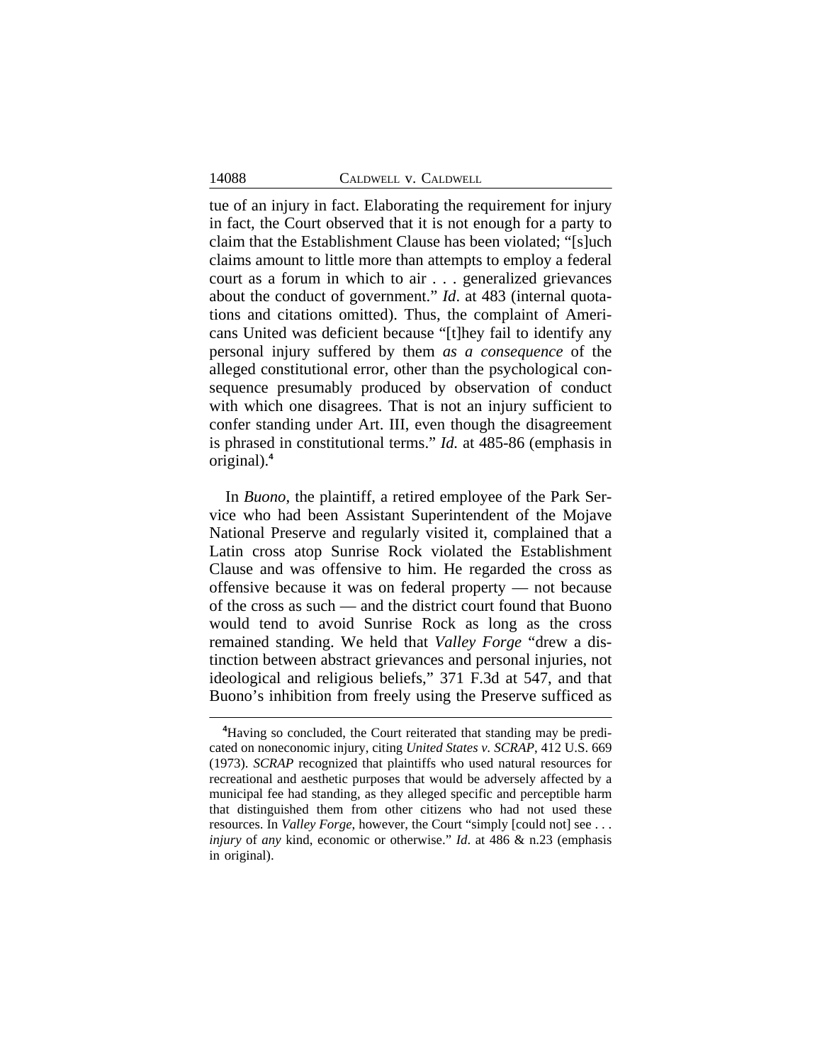tue of an injury in fact. Elaborating the requirement for injury in fact, the Court observed that it is not enough for a party to claim that the Establishment Clause has been violated; "[s]uch claims amount to little more than attempts to employ a federal court as a forum in which to air . . . generalized grievances about the conduct of government." *Id*. at 483 (internal quotations and citations omitted). Thus, the complaint of Americans United was deficient because "[t]hey fail to identify any personal injury suffered by them *as a consequence* of the alleged constitutional error, other than the psychological consequence presumably produced by observation of conduct with which one disagrees. That is not an injury sufficient to confer standing under Art. III, even though the disagreement is phrased in constitutional terms." *Id.* at 485-86 (emphasis in original).[4]

In *Buono*, the plaintiff, a retired employee of the Park Service who had been Assistant Superintendent of the Mojave National Preserve and regularly visited it, complained that a Latin cross atop Sunrise Rock violated the Establishment Clause and was offensive to him. He regarded the cross as offensive because it was on federal property — not because of the cross as such — and the district court found that Buono would tend to avoid Sunrise Rock as long as the cross remained standing. We held that *Valley Forge* "drew a distinction between abstract grievances and personal injuries, not ideological and religious beliefs," 371 F.3d at 547, and that Buono's inhibition from freely using the Preserve sufficed as

[4]Having so concluded, the Court reiterated that standing may be predicated on noneconomic injury, citing *United States v. SCRAP*, 412 U.S. 669 (1973). *SCRAP* recognized that plaintiffs who used natural resources for recreational and aesthetic purposes that would be adversely affected by a municipal fee had standing, as they alleged specific and perceptible harm that distinguished them from other citizens who had not used these resources. In *Valley Forge*, however, the Court "simply [could not] see . . . *injury* of *any* kind, economic or otherwise." *Id*. at 486 & n.23 (emphasis in original).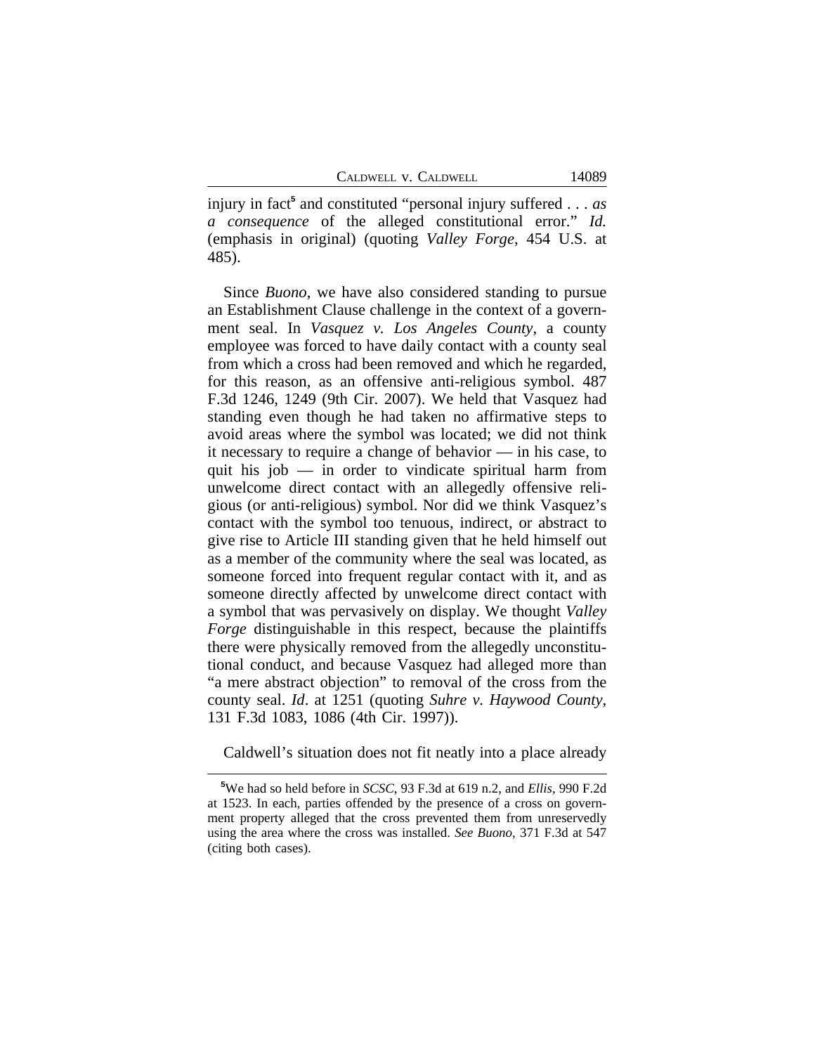injury in fact[5] and constituted "personal injury suffered . . . *as a consequence* of the alleged constitutional error." *Id.* (emphasis in original) (quoting *Valley Forge*, 454 U.S. at 485).

Since *Buono*, we have also considered standing to pursue an Establishment Clause challenge in the context of a government seal. In *Vasquez v. Los Angeles County*, a county employee was forced to have daily contact with a county seal from which a cross had been removed and which he regarded, for this reason, as an offensive anti-religious symbol. 487 F.3d 1246, 1249 (9th Cir. 2007). We held that Vasquez had standing even though he had taken no affirmative steps to avoid areas where the symbol was located; we did not think it necessary to require a change of behavior — in his case, to quit his job — in order to vindicate spiritual harm from unwelcome direct contact with an allegedly offensive religious (or anti-religious) symbol. Nor did we think Vasquez's contact with the symbol too tenuous, indirect, or abstract to give rise to Article III standing given that he held himself out as a member of the community where the seal was located, as someone forced into frequent regular contact with it, and as someone directly affected by unwelcome direct contact with a symbol that was pervasively on display. We thought *Valley Forge* distinguishable in this respect, because the plaintiffs there were physically removed from the allegedly unconstitutional conduct, and because Vasquez had alleged more than "a mere abstract objection" to removal of the cross from the county seal. *Id*. at 1251 (quoting *Suhre v. Haywood County*, 131 F.3d 1083, 1086 (4th Cir. 1997)).

Caldwell's situation does not fit neatly into a place already

[5]We had so held before in *SCSC*, 93 F.3d at 619 n.2, and *Ellis*, 990 F.2d at 1523. In each, parties offended by the presence of a cross on government property alleged that the cross prevented them from unreservedly using the area where the cross was installed. *See Buono*, 371 F.3d at 547 (citing both cases).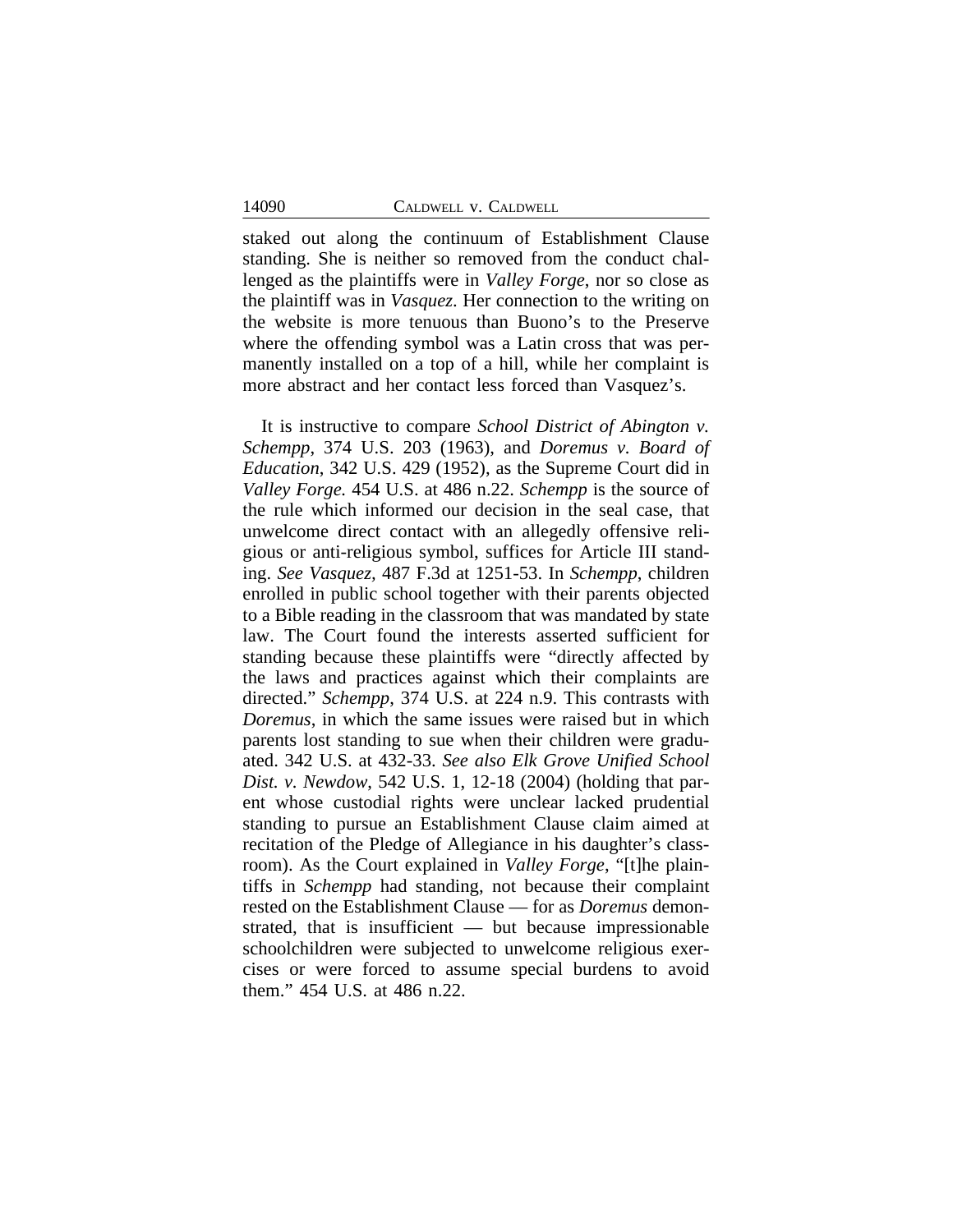staked out along the continuum of Establishment Clause standing. She is neither so removed from the conduct challenged as the plaintiffs were in *Valley Forge*, nor so close as the plaintiff was in *Vasquez*. Her connection to the writing on the website is more tenuous than Buono's to the Preserve where the offending symbol was a Latin cross that was permanently installed on a top of a hill, while her complaint is more abstract and her contact less forced than Vasquez's.

It is instructive to compare *School District of Abington v. Schempp*, 374 U.S. 203 (1963), and *Doremus v. Board of Education*, 342 U.S. 429 (1952), as the Supreme Court did in *Valley Forge.* 454 U.S. at 486 n.22. *Schempp* is the source of the rule which informed our decision in the seal case, that unwelcome direct contact with an allegedly offensive religious or anti-religious symbol, suffices for Article III standing. *See Vasquez,* 487 F.3d at 1251-53. In *Schempp*, children enrolled in public school together with their parents objected to a Bible reading in the classroom that was mandated by state law. The Court found the interests asserted sufficient for standing because these plaintiffs were "directly affected by the laws and practices against which their complaints are directed." *Schempp*, 374 U.S. at 224 n.9. This contrasts with *Doremus*, in which the same issues were raised but in which parents lost standing to sue when their children were graduated. 342 U.S. at 432-33. *See also Elk Grove Unified School Dist. v. Newdow*, 542 U.S. 1, 12-18 (2004) (holding that parent whose custodial rights were unclear lacked prudential standing to pursue an Establishment Clause claim aimed at recitation of the Pledge of Allegiance in his daughter's classroom). As the Court explained in *Valley Forge*, "[t]he plaintiffs in *Schempp* had standing, not because their complaint rested on the Establishment Clause — for as *Doremus* demonstrated, that is insufficient — but because impressionable schoolchildren were subjected to unwelcome religious exercises or were forced to assume special burdens to avoid them." 454 U.S. at 486 n.22.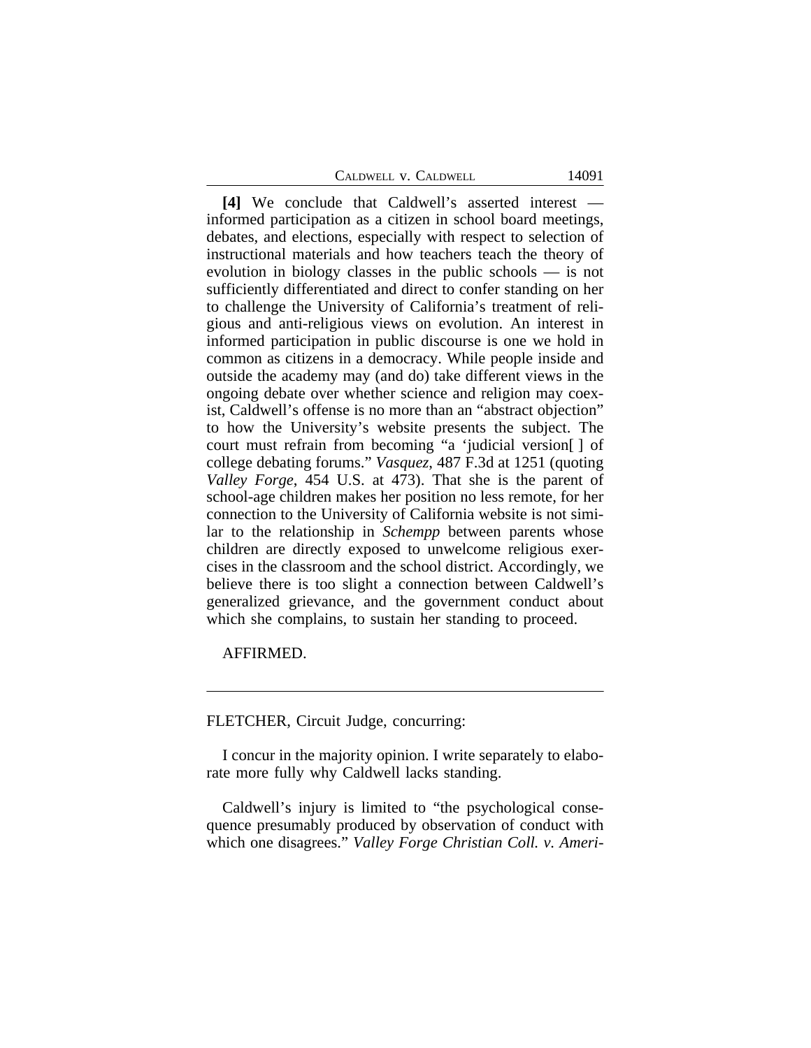**[4]** We conclude that Caldwell's asserted interest — informed participation as a citizen in school board meetings, debates, and elections, especially with respect to selection of instructional materials and how teachers teach the theory of evolution in biology classes in the public schools — is not sufficiently differentiated and direct to confer standing on her to challenge the University of California's treatment of religious and anti-religious views on evolution. An interest in informed participation in public discourse is one we hold in common as citizens in a democracy. While people inside and outside the academy may (and do) take different views in the ongoing debate over whether science and religion may coexist, Caldwell's offense is no more than an "abstract objection" to how the University's website presents the subject. The court must refrain from becoming "a 'judicial version[ ] of college debating forums." *Vasquez*, 487 F.3d at 1251 (quoting *Valley Forge*, 454 U.S. at 473). That she is the parent of school-age children makes her position no less remote, for her connection to the University of California website is not similar to the relationship in *Schempp* between parents whose children are directly exposed to unwelcome religious exercises in the classroom and the school district. Accordingly, we believe there is too slight a connection between Caldwell's generalized grievance, and the government conduct about which she complains, to sustain her standing to proceed.

AFFIRMED.

---

FLETCHER, Circuit Judge, concurring:

I concur in the majority opinion. I write separately to elaborate more fully why Caldwell lacks standing.

Caldwell's injury is limited to "the psychological consequence presumably produced by observation of conduct with which one disagrees." *Valley Forge Christian Coll. v. Ameri-*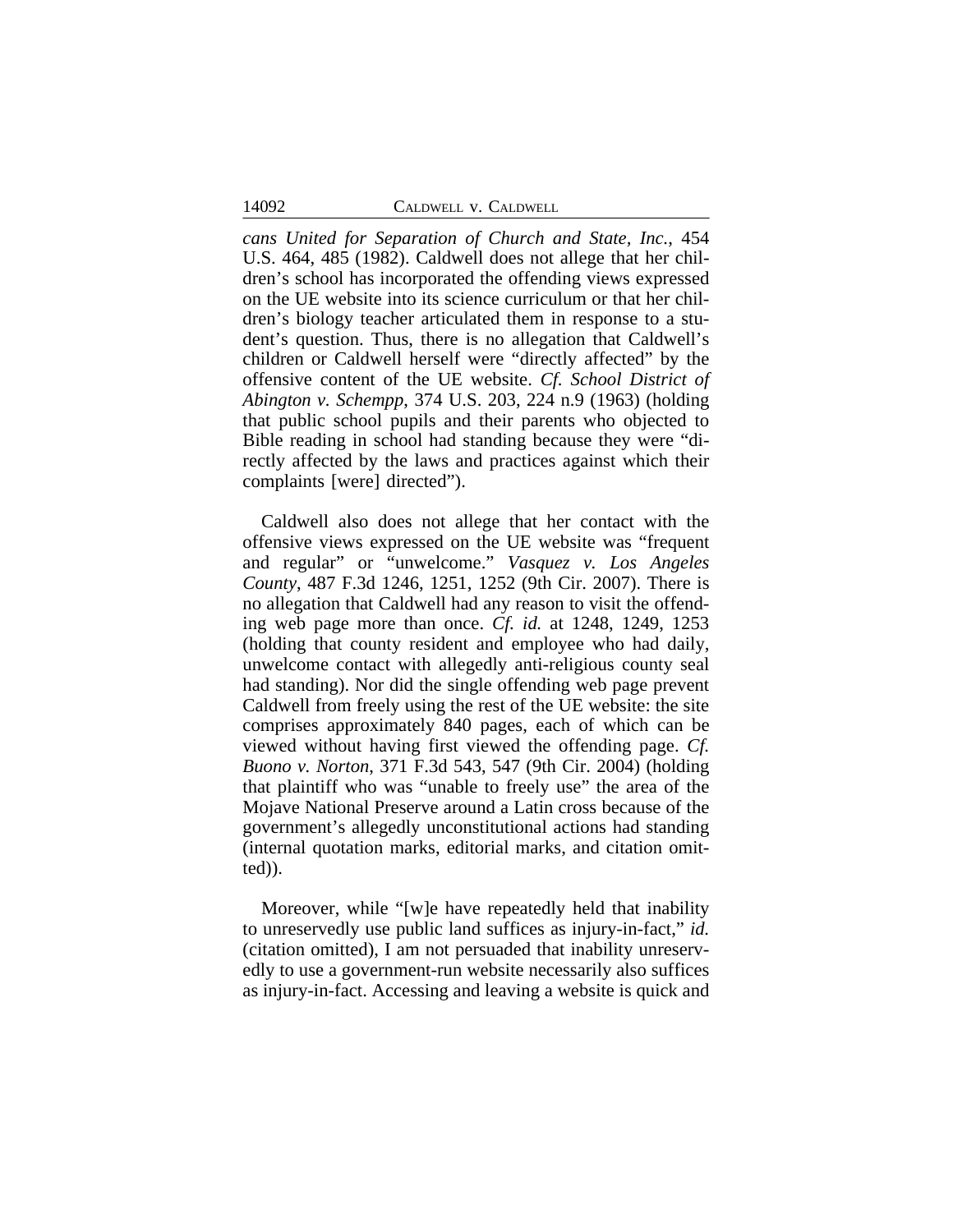*cans United for Separation of Church and State, Inc.*, 454 U.S. 464, 485 (1982). Caldwell does not allege that her children's school has incorporated the offending views expressed on the UE website into its science curriculum or that her children's biology teacher articulated them in response to a student's question. Thus, there is no allegation that Caldwell's children or Caldwell herself were "directly affected" by the offensive content of the UE website. *Cf. School District of Abington v. Schempp*, 374 U.S. 203, 224 n.9 (1963) (holding that public school pupils and their parents who objected to Bible reading in school had standing because they were "directly affected by the laws and practices against which their complaints [were] directed").

Caldwell also does not allege that her contact with the offensive views expressed on the UE website was "frequent and regular" or "unwelcome." *Vasquez v. Los Angeles County*, 487 F.3d 1246, 1251, 1252 (9th Cir. 2007). There is no allegation that Caldwell had any reason to visit the offending web page more than once. *Cf. id.* at 1248, 1249, 1253 (holding that county resident and employee who had daily, unwelcome contact with allegedly anti-religious county seal had standing). Nor did the single offending web page prevent Caldwell from freely using the rest of the UE website: the site comprises approximately 840 pages, each of which can be viewed without having first viewed the offending page. *Cf. Buono v. Norton*, 371 F.3d 543, 547 (9th Cir. 2004) (holding that plaintiff who was "unable to freely use" the area of the Mojave National Preserve around a Latin cross because of the government's allegedly unconstitutional actions had standing (internal quotation marks, editorial marks, and citation omitted)).

Moreover, while "[w]e have repeatedly held that inability to unreservedly use public land suffices as injury-in-fact," *id.* (citation omitted), I am not persuaded that inability unreservedly to use a government-run website necessarily also suffices as injury-in-fact. Accessing and leaving a website is quick and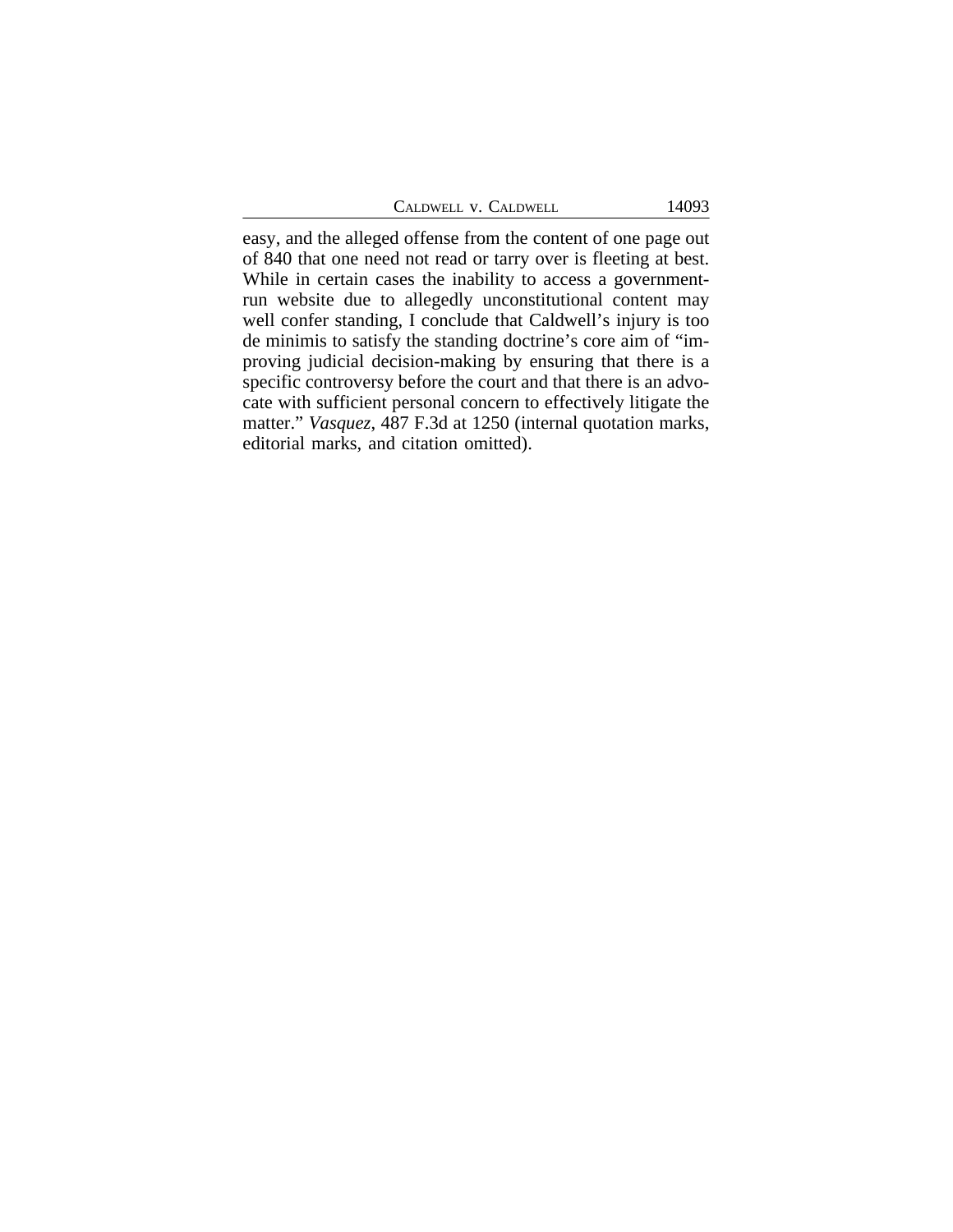easy, and the alleged offense from the content of one page out of 840 that one need not read or tarry over is fleeting at best. While in certain cases the inability to access a government-run website due to allegedly unconstitutional content may well confer standing, I conclude that Caldwell's injury is too de minimis to satisfy the standing doctrine's core aim of "improving judicial decision-making by ensuring that there is a specific controversy before the court and that there is an advocate with sufficient personal concern to effectively litigate the matter." *Vasquez*, 487 F.3d at 1250 (internal quotation marks, editorial marks, and citation omitted).